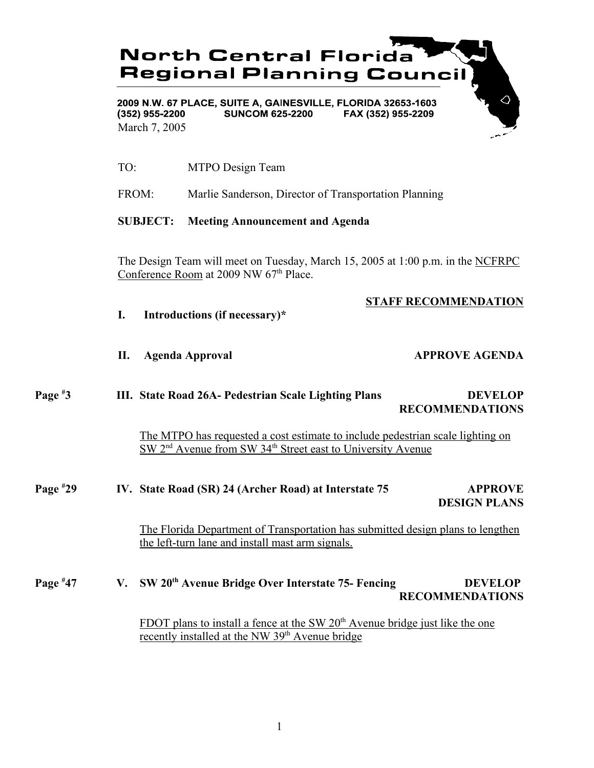# North Central Florida Regional Planning Council

2009 N.W. 67 PLACE, SUITE A, GAINESVILLE, FLORIDA 32653-1603
(352) 955-2200 SUNCOM 625-2200 FAX (352) 955-2209

March 7, 2005

TO: MTPO Design Team

FROM: Marlie Sanderson, Director of Transportation Planning

**SUBJECT: Meeting Announcement and Agenda**

The Design Team will meet on Tuesday, March 15, 2005 at 1:00 p.m. in the NCFRPC Conference Room at 2009 NW 67th Place.

**STAFF RECOMMENDATION**

**I. Introductions (if necessary)***

**II. Agenda Approval** — **APPROVE AGENDA**

Page #3 — **III. State Road 26A- Pedestrian Scale Lighting Plans** — **DEVELOP RECOMMENDATIONS**

The MTPO has requested a cost estimate to include pedestrian scale lighting on SW 2nd Avenue from SW 34th Street east to University Avenue

Page #29 — **IV. State Road (SR) 24 (Archer Road) at Interstate 75** — **APPROVE DESIGN PLANS**

The Florida Department of Transportation has submitted design plans to lengthen the left-turn lane and install mast arm signals.

Page #47 — **V. SW 20th Avenue Bridge Over Interstate 75- Fencing** — **DEVELOP RECOMMENDATIONS**

FDOT plans to install a fence at the SW 20th Avenue bridge just like the one recently installed at the NW 39th Avenue bridge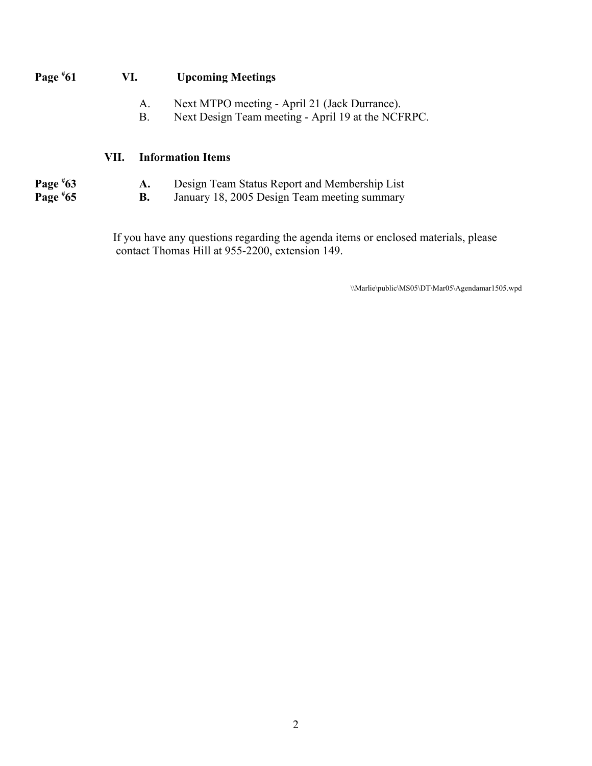Page #61 **VI. Upcoming Meetings**

A. Next MTPO meeting - April 21 (Jack Durrance).
B. Next Design Team meeting - April 19 at the NCFRPC.

**VII. Information Items**

Page #63 **A.** Design Team Status Report and Membership List
Page #65 **B.** January 18, 2005 Design Team meeting summary

If you have any questions regarding the agenda items or enclosed materials, please contact Thomas Hill at 955-2200, extension 149.

\\Marlie\public\MS05\DT\Mar05\Agendamar1505.wpd